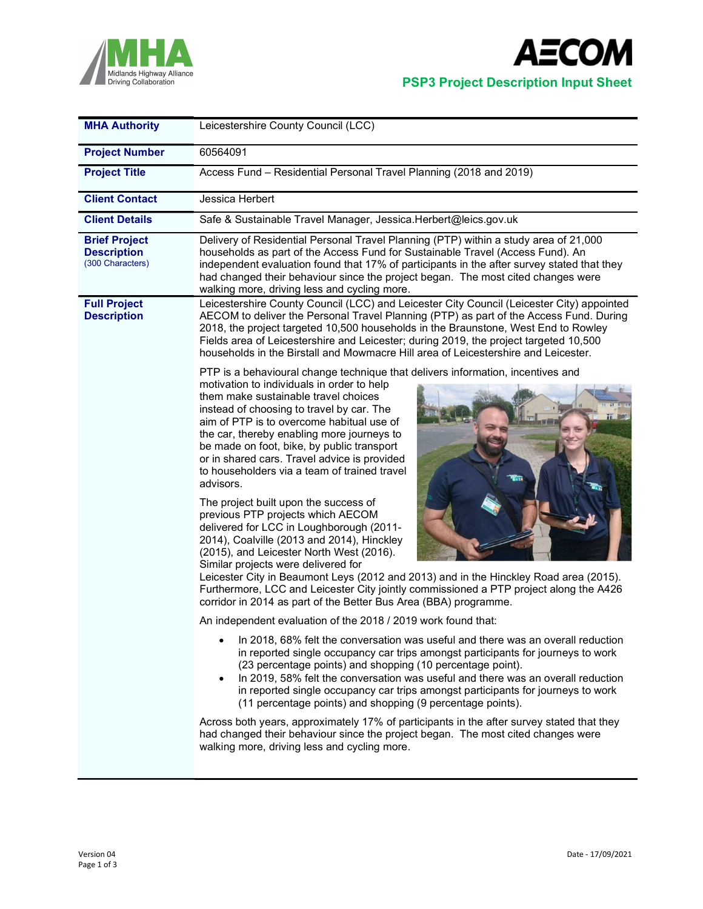**PSP3 Project Description Input Sheet**

| | |
|---|---|
| **MHA Authority** | Leicestershire County Council (LCC) |
| **Project Number** | 60564091 |
| **Project Title** | Access Fund – Residential Personal Travel Planning (2018 and 2019) |
| **Client Contact** | Jessica Herbert |
| **Client Details** | Safe & Sustainable Travel Manager, Jessica.Herbert@leics.gov.uk |
| **Brief Project Description** (300 Characters) | Delivery of Residential Personal Travel Planning (PTP) within a study area of 21,000 households as part of the Access Fund for Sustainable Travel (Access Fund). An independent evaluation found that 17% of participants in the after survey stated that they had changed their behaviour since the project began. The most cited changes were walking more, driving less and cycling more. |

**Full Project Description**

Leicestershire County Council (LCC) and Leicester City Council (Leicester City) appointed AECOM to deliver the Personal Travel Planning (PTP) as part of the Access Fund. During 2018, the project targeted 10,500 households in the Braunstone, West End to Rowley Fields area of Leicestershire and Leicester; during 2019, the project targeted 10,500 households in the Birstall and Mowmacre Hill area of Leicestershire and Leicester.

PTP is a behavioural change technique that delivers information, incentives and motivation to individuals in order to help them make sustainable travel choices instead of choosing to travel by car. The aim of PTP is to overcome habitual use of the car, thereby enabling more journeys to be made on foot, bike, by public transport or in shared cars. Travel advice is provided to householders via a team of trained travel advisors.

The project built upon the success of previous PTP projects which AECOM delivered for LCC in Loughborough (2011-2014), Coalville (2013 and 2014), Hinckley (2015), and Leicester North West (2016). Similar projects were delivered for Leicester City in Beaumont Leys (2012 and 2013) and in the Hinckley Road area (2015). Furthermore, LCC and Leicester City jointly commissioned a PTP project along the A426 corridor in 2014 as part of the Better Bus Area (BBA) programme.

An independent evaluation of the 2018 / 2019 work found that:

- In 2018, 68% felt the conversation was useful and there was an overall reduction in reported single occupancy car trips amongst participants for journeys to work (23 percentage points) and shopping (10 percentage point).
- In 2019, 58% felt the conversation was useful and there was an overall reduction in reported single occupancy car trips amongst participants for journeys to work (11 percentage points) and shopping (9 percentage points).

Across both years, approximately 17% of participants in the after survey stated that they had changed their behaviour since the project began. The most cited changes were walking more, driving less and cycling more.

Version 04

Date - 17/09/2021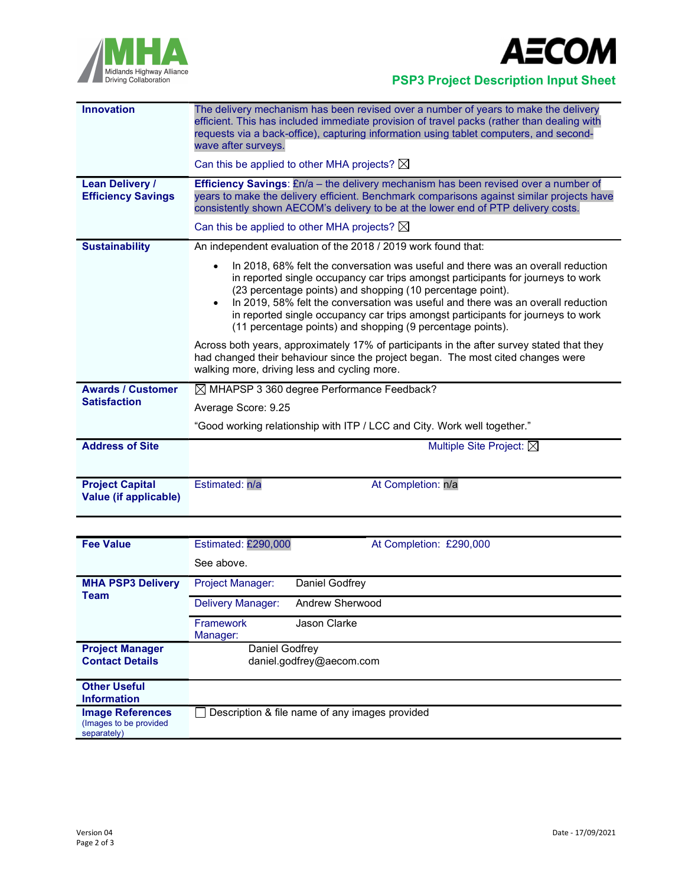**PSP3 Project Description Input Sheet**

| | |
|---|---|
| **Innovation** | The delivery mechanism has been revised over a number of years to make the delivery efficient. This has included immediate provision of travel packs (rather than dealing with requests via a back-office), capturing information using tablet computers, and second-wave after surveys.<br><br>Can this be applied to other MHA projects? ☒ |
| **Lean Delivery / Efficiency Savings** | **Efficiency Savings**: £n/a – the delivery mechanism has been revised over a number of years to make the delivery efficient. Benchmark comparisons against similar projects have consistently shown AECOM's delivery to be at the lower end of PTP delivery costs.<br><br>Can this be applied to other MHA projects? ☒ |
| **Sustainability** | An independent evaluation of the 2018 / 2019 work found that:<br><br>• In 2018, 68% felt the conversation was useful and there was an overall reduction in reported single occupancy car trips amongst participants for journeys to work (23 percentage points) and shopping (10 percentage point).<br>• In 2019, 58% felt the conversation was useful and there was an overall reduction in reported single occupancy car trips amongst participants for journeys to work (11 percentage points) and shopping (9 percentage points).<br><br>Across both years, approximately 17% of participants in the after survey stated that they had changed their behaviour since the project began. The most cited changes were walking more, driving less and cycling more. |
| **Awards / Customer Satisfaction** | ☒ MHAPSP 3 360 degree Performance Feedback?<br><br>Average Score: 9.25<br><br>"Good working relationship with ITP / LCC and City. Work well together." |
| **Address of Site** | Multiple Site Project: ☒ |
| **Project Capital Value (if applicable)** | Estimated: n/a At Completion: n/a |

| | | |
|---|---|---|
| **Fee Value** | Estimated: £290,000 At Completion: £290,000<br><br>See above. | |
| **MHA PSP3 Delivery Team** | Project Manager: | Daniel Godfrey |
| | Delivery Manager: | Andrew Sherwood |
| | Framework Manager: | Jason Clarke |
| **Project Manager Contact Details** | Daniel Godfrey<br>daniel.godfrey@aecom.com | |
| **Other Useful Information** | | |
| **Image References** (Images to be provided separately) | ☐ Description & file name of any images provided | |

Version 04

Date - 17/09/2021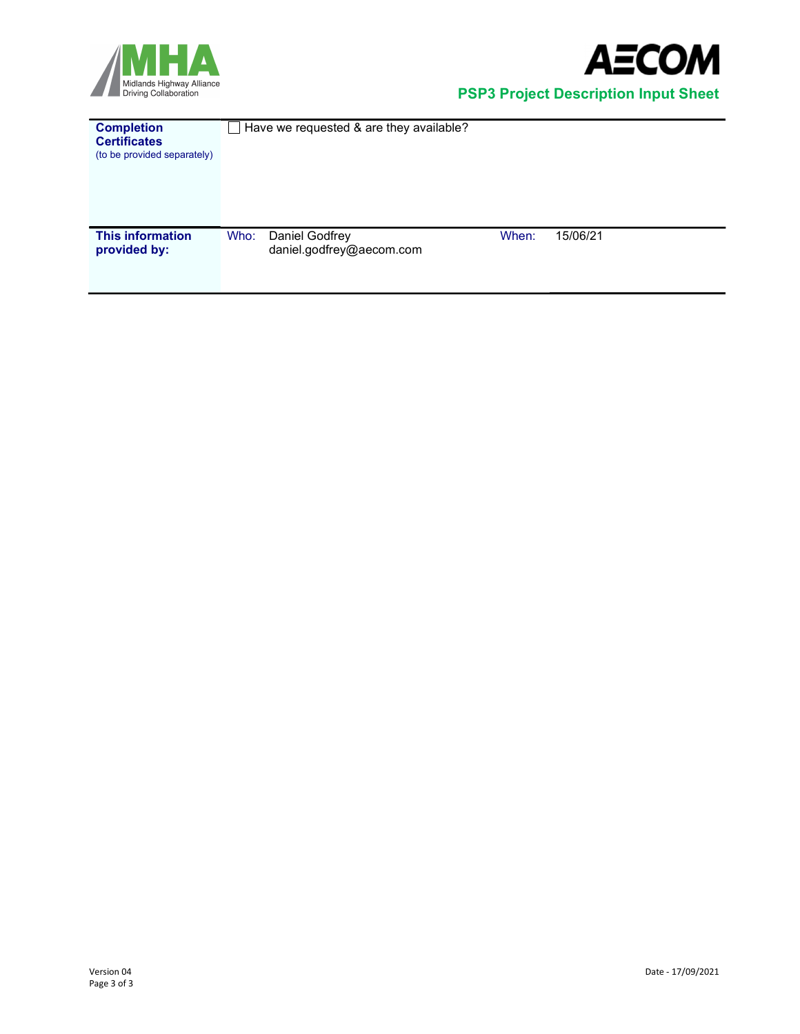| | |
|---|---|
| **Completion Certificates** (to be provided separately) | ☐ Have we requested & are they available? |
| **This information provided by:** | Who: Daniel Godfrey daniel.godfrey@aecom.com When: 15/06/21 |